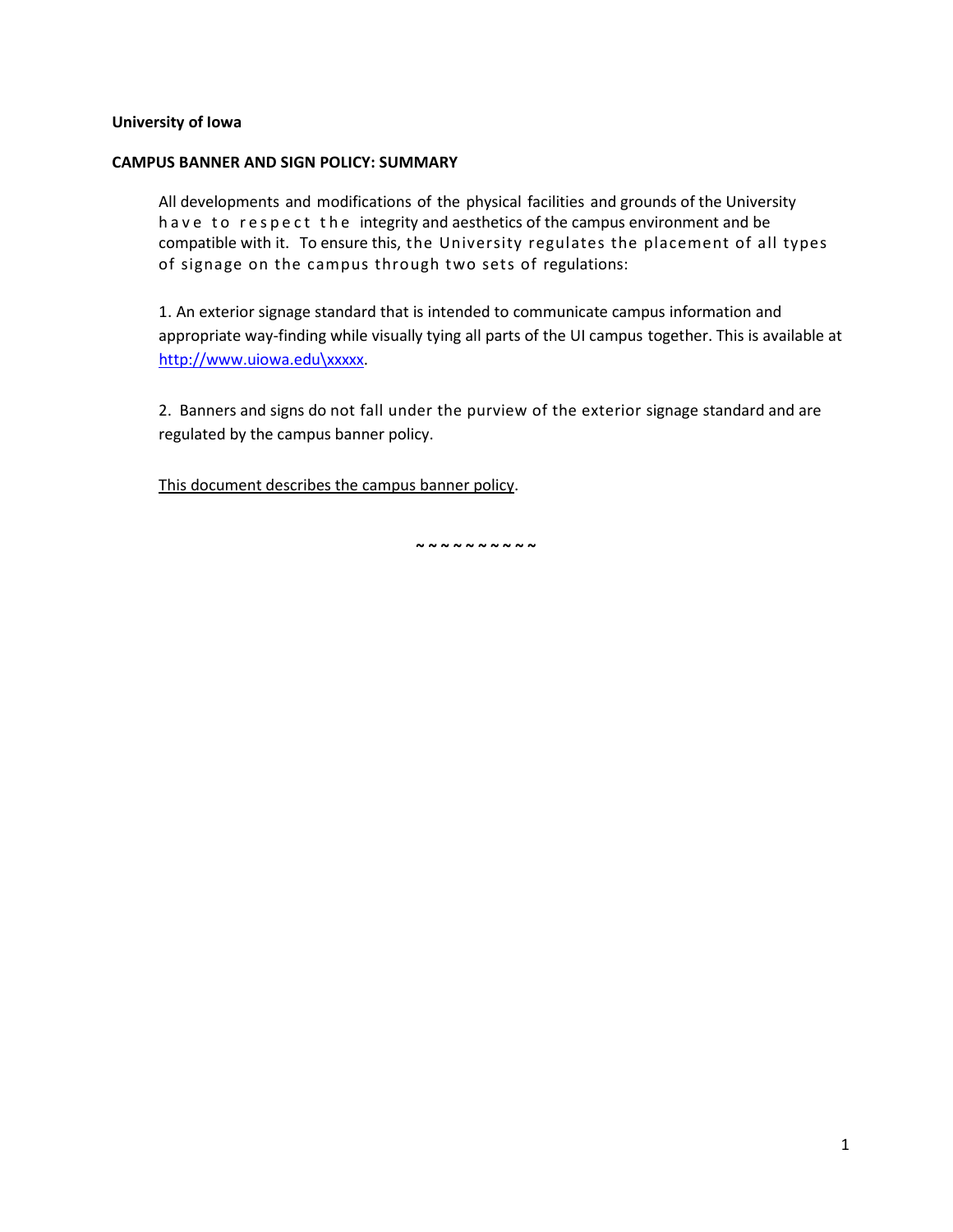**University of Iowa**

**CAMPUS BANNER AND SIGN POLICY: SUMMARY**

All developments and modifications of the physical facilities and grounds of the University have to respect the integrity and aesthetics of the campus environment and be compatible with it. To ensure this, the University regulates the placement of all types of signage on the campus through two sets of regulations:

1. An exterior signage standard that is intended to communicate campus information and appropriate way-finding while visually tying all parts of the UI campus together. This is available at http://www.uiowa.edu\xxxxx.

2. Banners and signs do not fall under the purview of the exterior signage standard and are regulated by the campus banner policy.

<u>This document describes the campus banner policy</u>.

**~ ~ ~ ~ ~ ~ ~ ~ ~ ~ ~**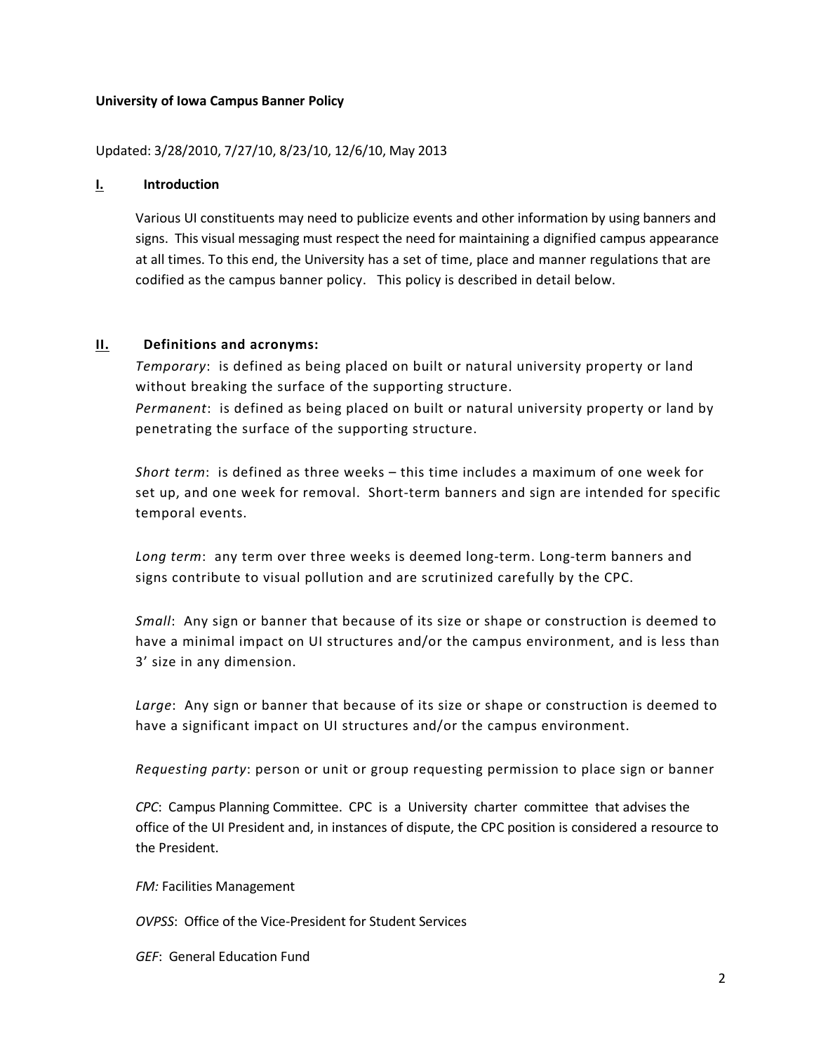**University of Iowa Campus Banner Policy**

Updated: 3/28/2010, 7/27/10, 8/23/10, 12/6/10, May 2013

## I. Introduction

Various UI constituents may need to publicize events and other information by using banners and signs. This visual messaging must respect the need for maintaining a dignified campus appearance at all times. To this end, the University has a set of time, place and manner regulations that are codified as the campus banner policy. This policy is described in detail below.

## II. Definitions and acronyms:

*Temporary*: is defined as being placed on built or natural university property or land without breaking the surface of the supporting structure.

*Permanent*: is defined as being placed on built or natural university property or land by penetrating the surface of the supporting structure.

*Short term*: is defined as three weeks – this time includes a maximum of one week for set up, and one week for removal. Short-term banners and sign are intended for specific temporal events.

*Long term*: any term over three weeks is deemed long-term. Long-term banners and signs contribute to visual pollution and are scrutinized carefully by the CPC.

*Small*: Any sign or banner that because of its size or shape or construction is deemed to have a minimal impact on UI structures and/or the campus environment, and is less than 3' size in any dimension.

*Large*: Any sign or banner that because of its size or shape or construction is deemed to have a significant impact on UI structures and/or the campus environment.

*Requesting party*: person or unit or group requesting permission to place sign or banner

*CPC*: Campus Planning Committee. CPC is a University charter committee that advises the office of the UI President and, in instances of dispute, the CPC position is considered a resource to the President.

*FM:* Facilities Management

*OVPSS*: Office of the Vice-President for Student Services

*GEF*: General Education Fund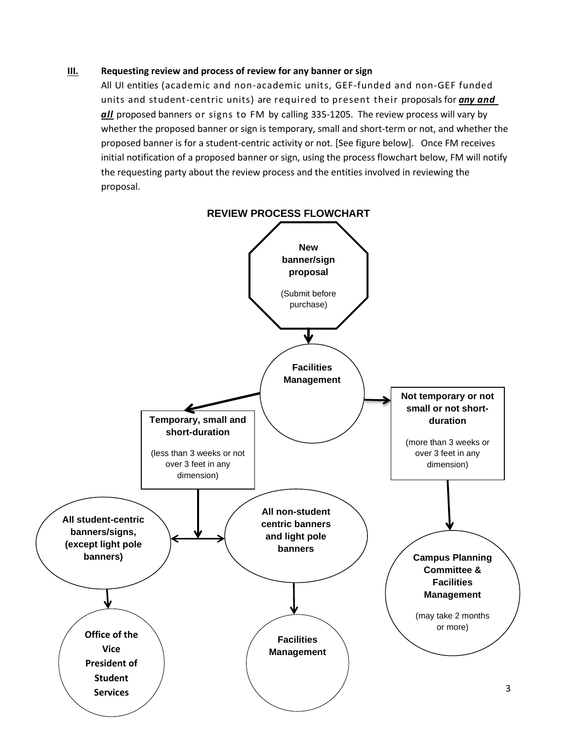### III. Requesting review and process of review for any banner or sign

All UI entities (academic and non-academic units, GEF-funded and non-GEF funded units and student-centric units) are required to present their proposals for ***any and all*** proposed banners or signs to FM by calling 335-1205. The review process will vary by whether the proposed banner or sign is temporary, small and short-term or not, and whether the proposed banner is for a student-centric activity or not. [See figure below]. Once FM receives initial notification of a proposed banner or sign, using the process flowchart below, FM will notify the requesting party about the review process and the entities involved in reviewing the proposal.

**REVIEW PROCESS FLOWCHART**

**New banner/sign proposal**

(Submit before purchase)

**Facilities Management**

**Temporary, small and short-duration**

(less than 3 weeks or not over 3 feet in any dimension)

**Not temporary or not small or not short-duration**

(more than 3 weeks or over 3 feet in any dimension)

**All student-centric banners/signs, (except light pole banners)**

**All non-student centric banners and light pole banners**

**Campus Planning Committee & Facilities Management**

(may take 2 months or more)

**Office of the Vice President of Student Services**

**Facilities Management**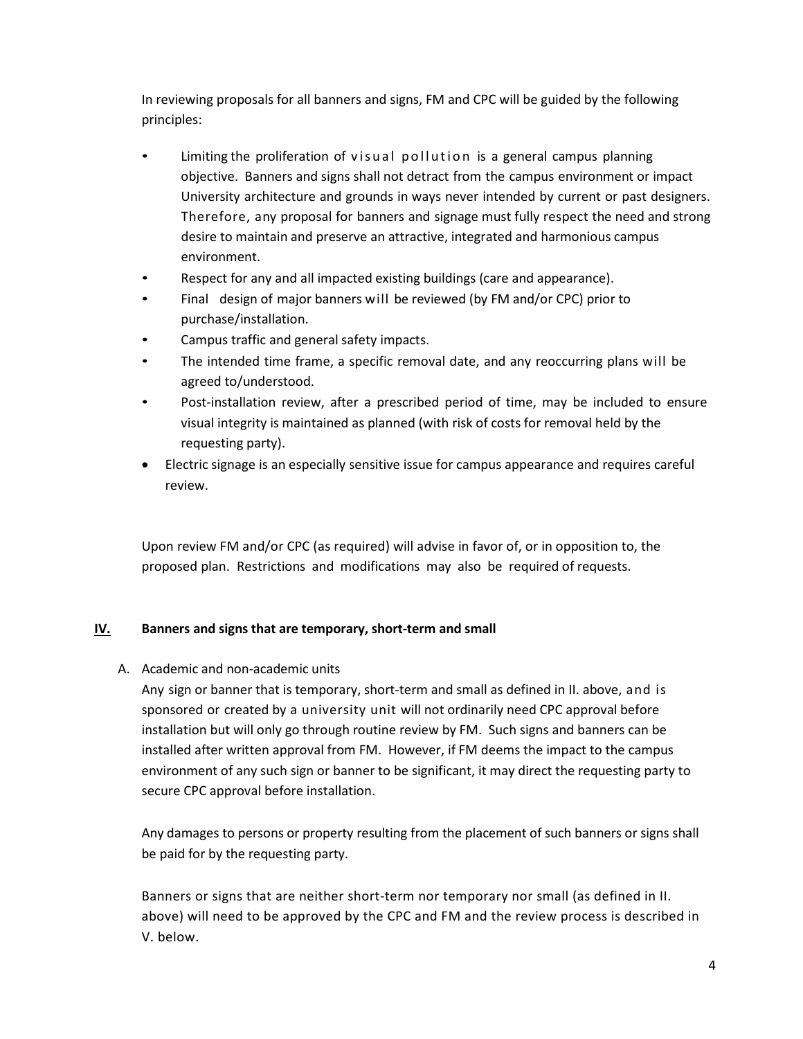In reviewing proposals for all banners and signs, FM and CPC will be guided by the following principles:

- Limiting the proliferation of visual pollution is a general campus planning objective. Banners and signs shall not detract from the campus environment or impact University architecture and grounds in ways never intended by current or past designers. Therefore, any proposal for banners and signage must fully respect the need and strong desire to maintain and preserve an attractive, integrated and harmonious campus environment.
- Respect for any and all impacted existing buildings (care and appearance).
- Final design of major banners will be reviewed (by FM and/or CPC) prior to purchase/installation.
- Campus traffic and general safety impacts.
- The intended time frame, a specific removal date, and any reoccurring plans will be agreed to/understood.
- Post-installation review, after a prescribed period of time, may be included to ensure visual integrity is maintained as planned (with risk of costs for removal held by the requesting party).
- Electric signage is an especially sensitive issue for campus appearance and requires careful review.

Upon review FM and/or CPC (as required) will advise in favor of, or in opposition to, the proposed plan. Restrictions and modifications may also be required of requests.

## IV. Banners and signs that are temporary, short-term and small

A. Academic and non-academic units

Any sign or banner that is temporary, short-term and small as defined in II. above, and is sponsored or created by a university unit will not ordinarily need CPC approval before installation but will only go through routine review by FM. Such signs and banners can be installed after written approval from FM. However, if FM deems the impact to the campus environment of any such sign or banner to be significant, it may direct the requesting party to secure CPC approval before installation.

Any damages to persons or property resulting from the placement of such banners or signs shall be paid for by the requesting party.

Banners or signs that are neither short-term nor temporary nor small (as defined in II. above) will need to be approved by the CPC and FM and the review process is described in V. below.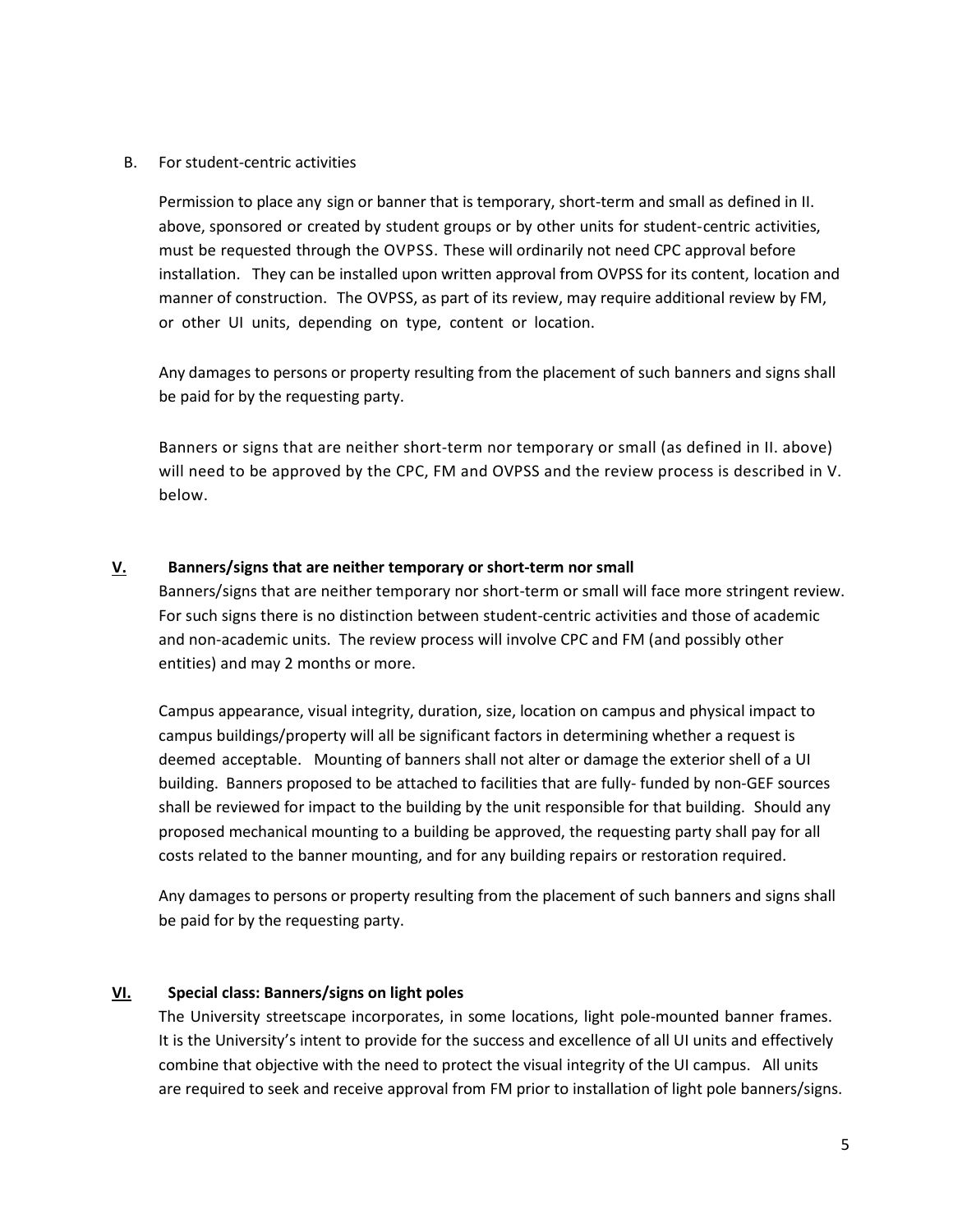B. For student-centric activities

Permission to place any sign or banner that is temporary, short-term and small as defined in II. above, sponsored or created by student groups or by other units for student-centric activities, must be requested through the OVPSS. These will ordinarily not need CPC approval before installation. They can be installed upon written approval from OVPSS for its content, location and manner of construction. The OVPSS, as part of its review, may require additional review by FM, or other UI units, depending on type, content or location.

Any damages to persons or property resulting from the placement of such banners and signs shall be paid for by the requesting party.

Banners or signs that are neither short-term nor temporary or small (as defined in II. above) will need to be approved by the CPC, FM and OVPSS and the review process is described in V. below.

## V. Banners/signs that are neither temporary or short-term nor small

Banners/signs that are neither temporary nor short-term or small will face more stringent review. For such signs there is no distinction between student-centric activities and those of academic and non-academic units. The review process will involve CPC and FM (and possibly other entities) and may 2 months or more.

Campus appearance, visual integrity, duration, size, location on campus and physical impact to campus buildings/property will all be significant factors in determining whether a request is deemed acceptable. Mounting of banners shall not alter or damage the exterior shell of a UI building. Banners proposed to be attached to facilities that are fully- funded by non-GEF sources shall be reviewed for impact to the building by the unit responsible for that building. Should any proposed mechanical mounting to a building be approved, the requesting party shall pay for all costs related to the banner mounting, and for any building repairs or restoration required.

Any damages to persons or property resulting from the placement of such banners and signs shall be paid for by the requesting party.

## VI. Special class: Banners/signs on light poles

The University streetscape incorporates, in some locations, light pole-mounted banner frames. It is the University's intent to provide for the success and excellence of all UI units and effectively combine that objective with the need to protect the visual integrity of the UI campus. All units are required to seek and receive approval from FM prior to installation of light pole banners/signs.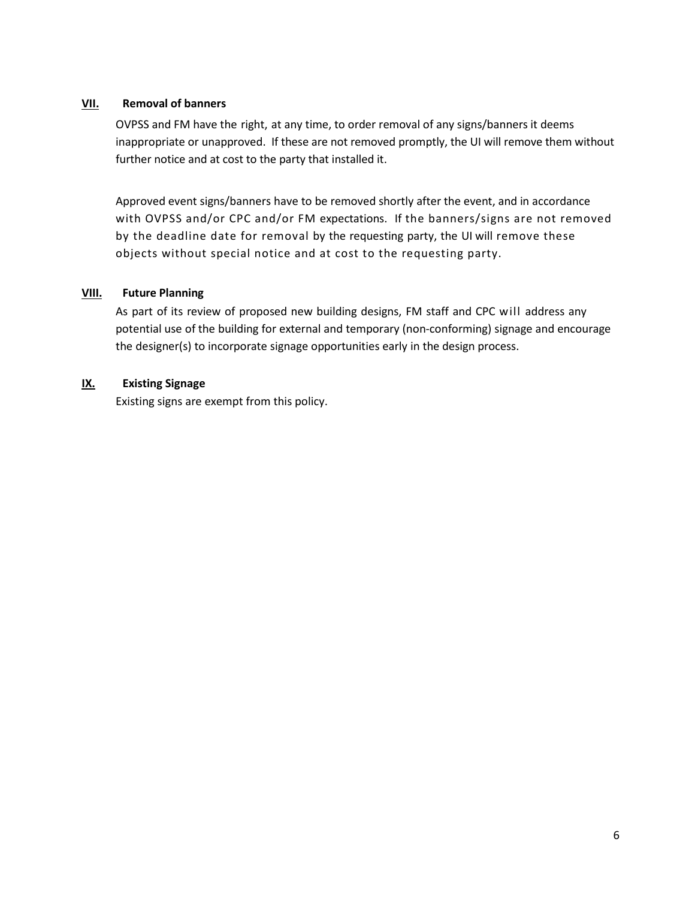## VII. Removal of banners

OVPSS and FM have the right, at any time, to order removal of any signs/banners it deems inappropriate or unapproved. If these are not removed promptly, the UI will remove them without further notice and at cost to the party that installed it.

Approved event signs/banners have to be removed shortly after the event, and in accordance with OVPSS and/or CPC and/or FM expectations. If the banners/signs are not removed by the deadline date for removal by the requesting party, the UI will remove these objects without special notice and at cost to the requesting party.

## VIII. Future Planning

As part of its review of proposed new building designs, FM staff and CPC will address any potential use of the building for external and temporary (non-conforming) signage and encourage the designer(s) to incorporate signage opportunities early in the design process.

## IX. Existing Signage

Existing signs are exempt from this policy.